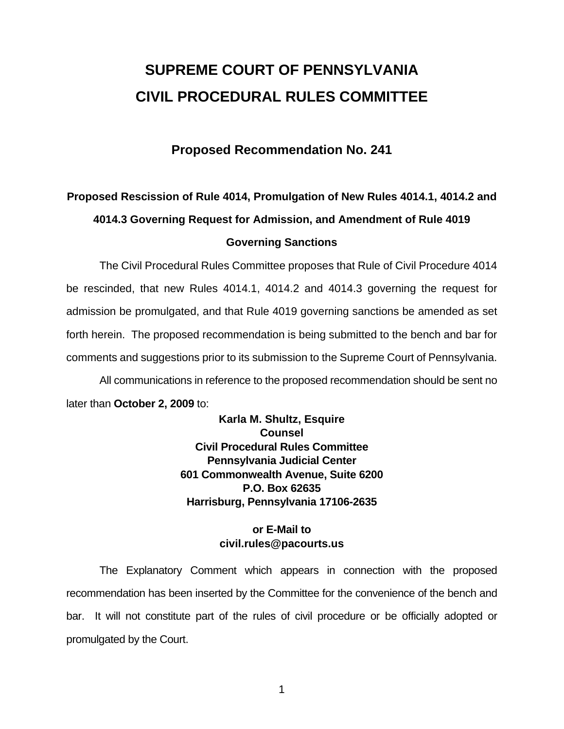# SUPREME COURT OF PENNSYLVANIA
# CIVIL PROCEDURAL RULES COMMITTEE

## Proposed Recommendation No. 241

### Proposed Rescission of Rule 4014, Promulgation of New Rules 4014.1, 4014.2 and 4014.3 Governing Request for Admission, and Amendment of Rule 4019 Governing Sanctions

The Civil Procedural Rules Committee proposes that Rule of Civil Procedure 4014 be rescinded, that new Rules 4014.1, 4014.2 and 4014.3 governing the request for admission be promulgated, and that Rule 4019 governing sanctions be amended as set forth herein. The proposed recommendation is being submitted to the bench and bar for comments and suggestions prior to its submission to the Supreme Court of Pennsylvania.

All communications in reference to the proposed recommendation should be sent no later than **October 2, 2009** to:

**Karla M. Shultz, Esquire**
**Counsel**
**Civil Procedural Rules Committee**
**Pennsylvania Judicial Center**
**601 Commonwealth Avenue, Suite 6200**
**P.O. Box 62635**
**Harrisburg, Pennsylvania 17106-2635**

**or E-Mail to**
**civil.rules@pacourts.us**

The Explanatory Comment which appears in connection with the proposed recommendation has been inserted by the Committee for the convenience of the bench and bar. It will not constitute part of the rules of civil procedure or be officially adopted or promulgated by the Court.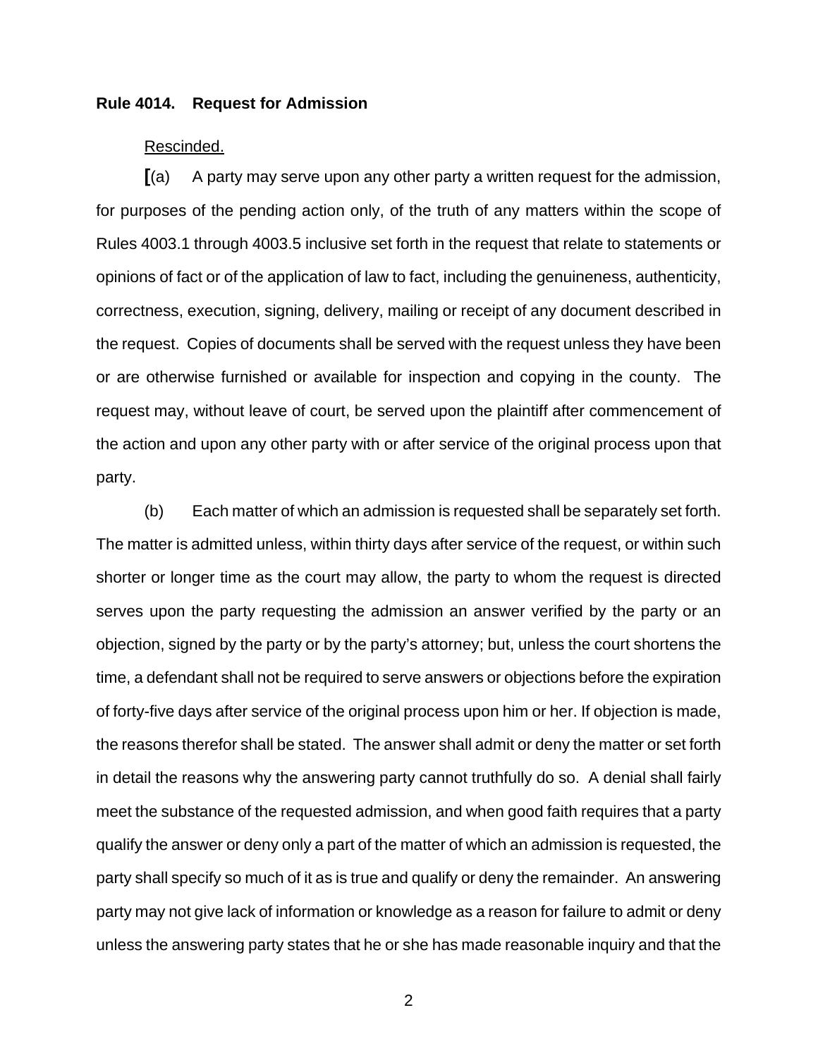**Rule 4014. Request for Admission**

Rescinded.

[(a) A party may serve upon any other party a written request for the admission, for purposes of the pending action only, of the truth of any matters within the scope of Rules 4003.1 through 4003.5 inclusive set forth in the request that relate to statements or opinions of fact or of the application of law to fact, including the genuineness, authenticity, correctness, execution, signing, delivery, mailing or receipt of any document described in the request. Copies of documents shall be served with the request unless they have been or are otherwise furnished or available for inspection and copying in the county. The request may, without leave of court, be served upon the plaintiff after commencement of the action and upon any other party with or after service of the original process upon that party.

(b) Each matter of which an admission is requested shall be separately set forth. The matter is admitted unless, within thirty days after service of the request, or within such shorter or longer time as the court may allow, the party to whom the request is directed serves upon the party requesting the admission an answer verified by the party or an objection, signed by the party or by the party's attorney; but, unless the court shortens the time, a defendant shall not be required to serve answers or objections before the expiration of forty-five days after service of the original process upon him or her. If objection is made, the reasons therefor shall be stated. The answer shall admit or deny the matter or set forth in detail the reasons why the answering party cannot truthfully do so. A denial shall fairly meet the substance of the requested admission, and when good faith requires that a party qualify the answer or deny only a part of the matter of which an admission is requested, the party shall specify so much of it as is true and qualify or deny the remainder. An answering party may not give lack of information or knowledge as a reason for failure to admit or deny unless the answering party states that he or she has made reasonable inquiry and that the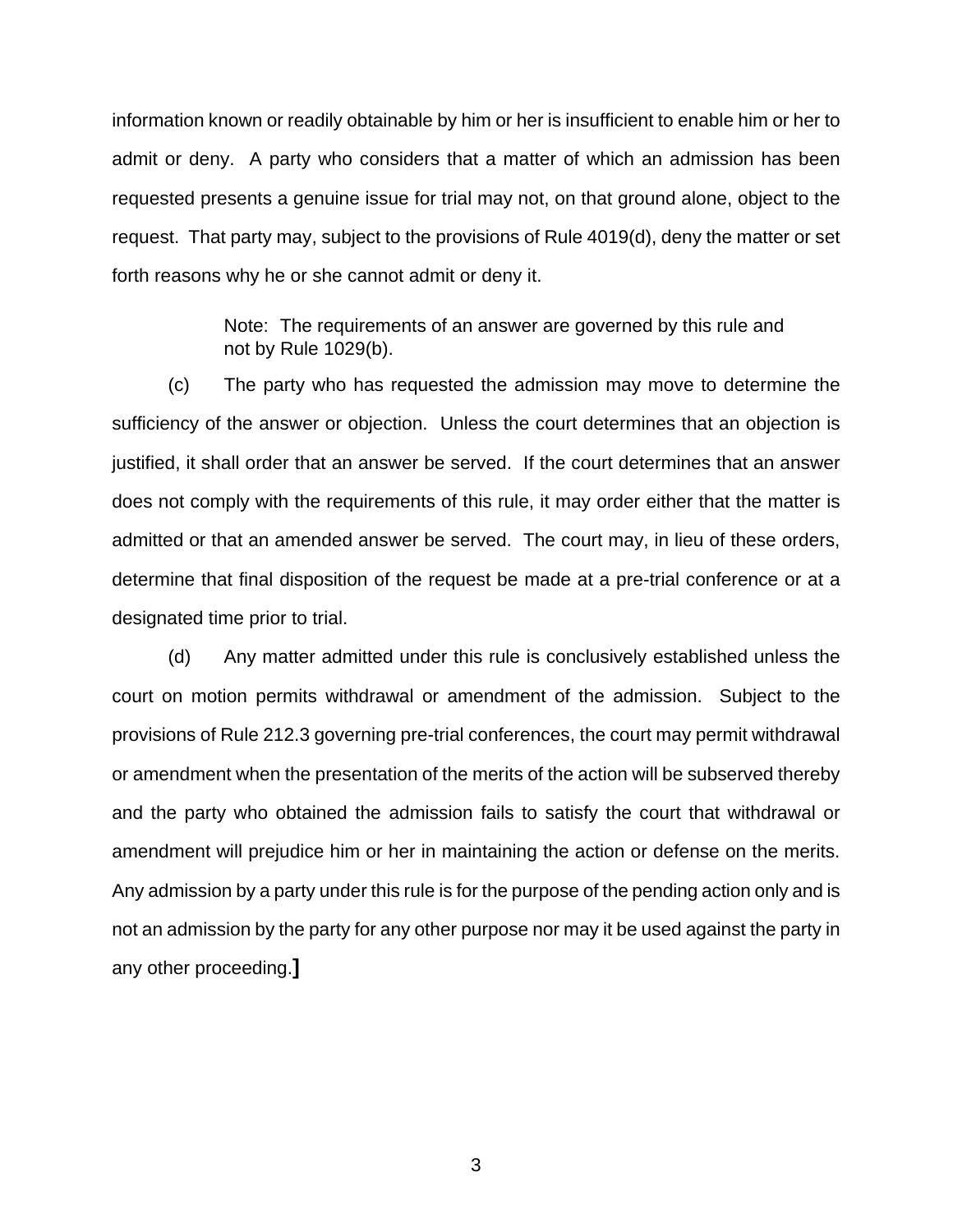information known or readily obtainable by him or her is insufficient to enable him or her to admit or deny. A party who considers that a matter of which an admission has been requested presents a genuine issue for trial may not, on that ground alone, object to the request. That party may, subject to the provisions of Rule 4019(d), deny the matter or set forth reasons why he or she cannot admit or deny it.

> Note: The requirements of an answer are governed by this rule and not by Rule 1029(b).

(c) The party who has requested the admission may move to determine the sufficiency of the answer or objection. Unless the court determines that an objection is justified, it shall order that an answer be served. If the court determines that an answer does not comply with the requirements of this rule, it may order either that the matter is admitted or that an amended answer be served. The court may, in lieu of these orders, determine that final disposition of the request be made at a pre-trial conference or at a designated time prior to trial.

(d) Any matter admitted under this rule is conclusively established unless the court on motion permits withdrawal or amendment of the admission. Subject to the provisions of Rule 212.3 governing pre-trial conferences, the court may permit withdrawal or amendment when the presentation of the merits of the action will be subserved thereby and the party who obtained the admission fails to satisfy the court that withdrawal or amendment will prejudice him or her in maintaining the action or defense on the merits. Any admission by a party under this rule is for the purpose of the pending action only and is not an admission by the party for any other purpose nor may it be used against the party in any other proceeding.**]**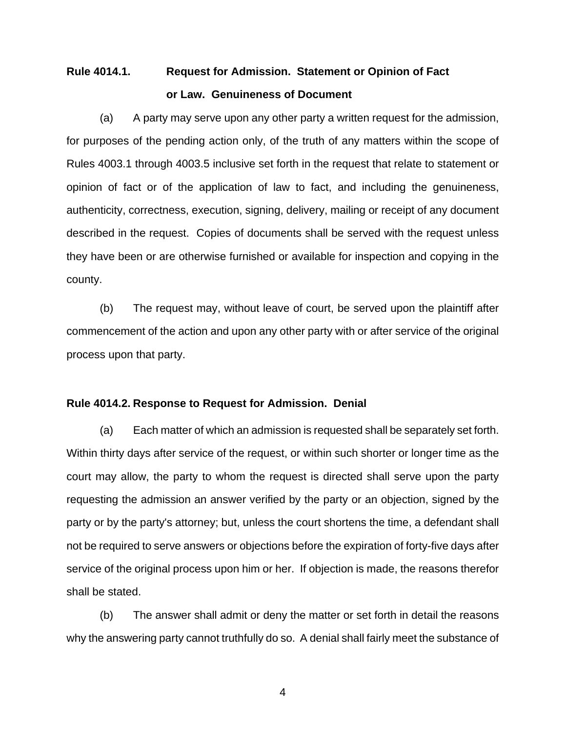**Rule 4014.1. Request for Admission. Statement or Opinion of Fact or Law. Genuineness of Document**

(a) A party may serve upon any other party a written request for the admission, for purposes of the pending action only, of the truth of any matters within the scope of Rules 4003.1 through 4003.5 inclusive set forth in the request that relate to statement or opinion of fact or of the application of law to fact, and including the genuineness, authenticity, correctness, execution, signing, delivery, mailing or receipt of any document described in the request. Copies of documents shall be served with the request unless they have been or are otherwise furnished or available for inspection and copying in the county.

(b) The request may, without leave of court, be served upon the plaintiff after commencement of the action and upon any other party with or after service of the original process upon that party.

**Rule 4014.2. Response to Request for Admission. Denial**

(a) Each matter of which an admission is requested shall be separately set forth. Within thirty days after service of the request, or within such shorter or longer time as the court may allow, the party to whom the request is directed shall serve upon the party requesting the admission an answer verified by the party or an objection, signed by the party or by the party's attorney; but, unless the court shortens the time, a defendant shall not be required to serve answers or objections before the expiration of forty-five days after service of the original process upon him or her. If objection is made, the reasons therefor shall be stated.

(b) The answer shall admit or deny the matter or set forth in detail the reasons why the answering party cannot truthfully do so. A denial shall fairly meet the substance of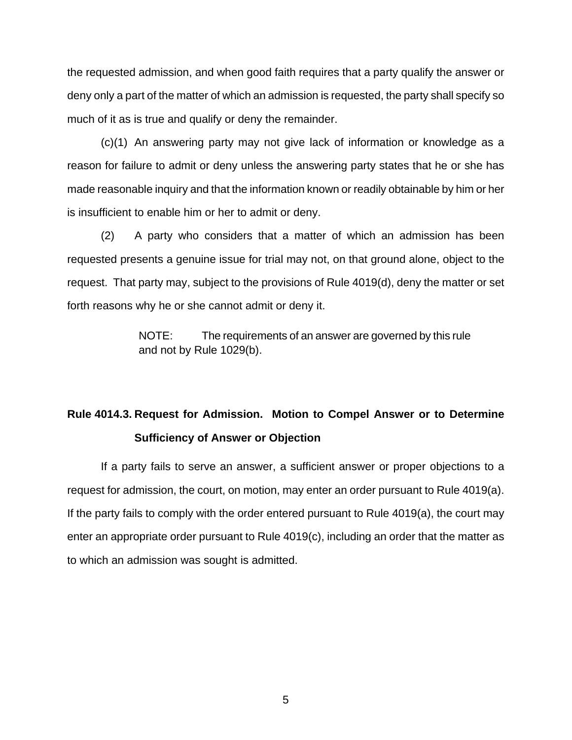the requested admission, and when good faith requires that a party qualify the answer or deny only a part of the matter of which an admission is requested, the party shall specify so much of it as is true and qualify or deny the remainder.

(c)(1) An answering party may not give lack of information or knowledge as a reason for failure to admit or deny unless the answering party states that he or she has made reasonable inquiry and that the information known or readily obtainable by him or her is insufficient to enable him or her to admit or deny.

(2) A party who considers that a matter of which an admission has been requested presents a genuine issue for trial may not, on that ground alone, object to the request. That party may, subject to the provisions of Rule 4019(d), deny the matter or set forth reasons why he or she cannot admit or deny it.

> NOTE: The requirements of an answer are governed by this rule and not by Rule 1029(b).

**Rule 4014.3. Request for Admission. Motion to Compel Answer or to Determine Sufficiency of Answer or Objection**

If a party fails to serve an answer, a sufficient answer or proper objections to a request for admission, the court, on motion, may enter an order pursuant to Rule 4019(a). If the party fails to comply with the order entered pursuant to Rule 4019(a), the court may enter an appropriate order pursuant to Rule 4019(c), including an order that the matter as to which an admission was sought is admitted.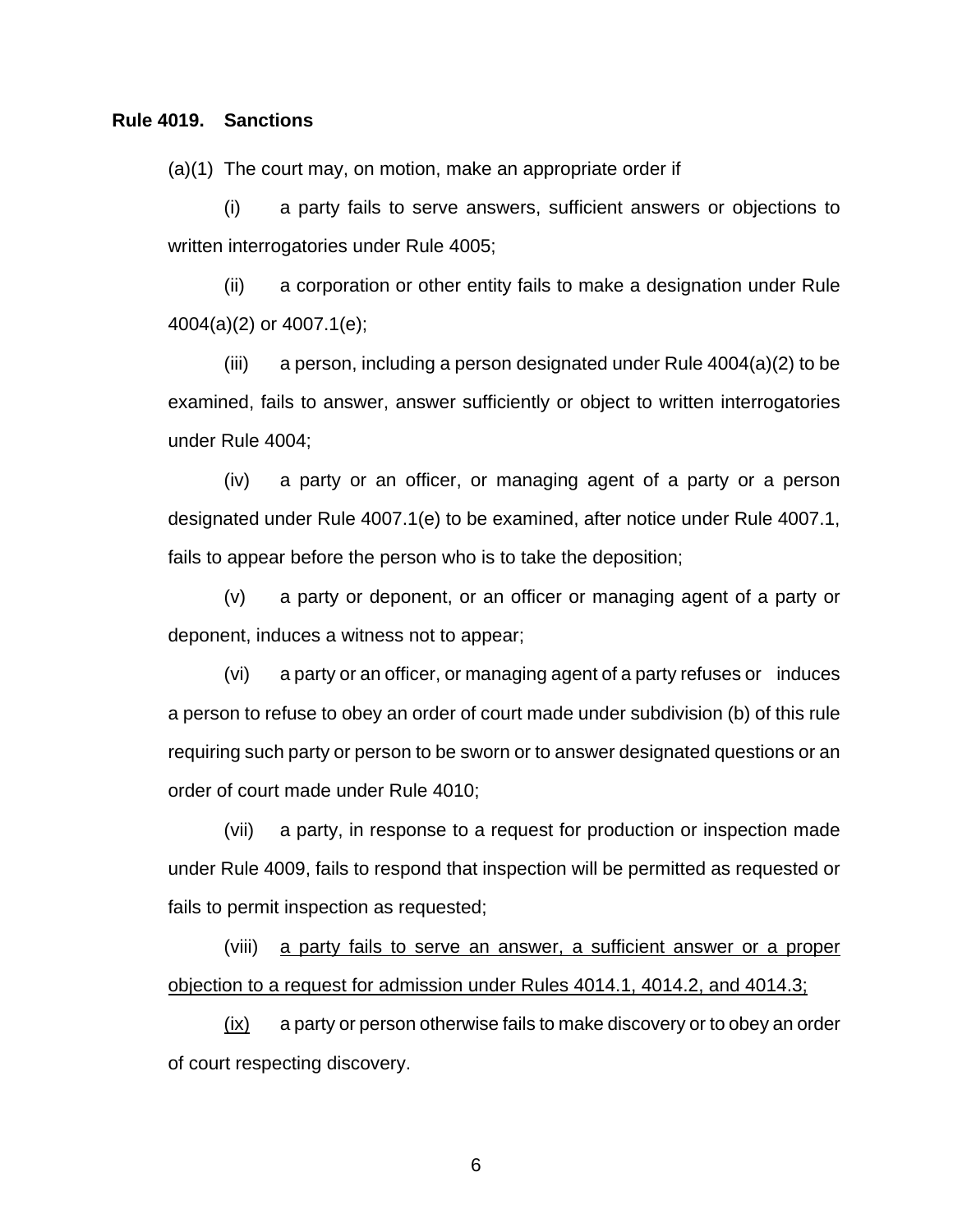**Rule 4019. Sanctions**

(a)(1) The court may, on motion, make an appropriate order if

(i) a party fails to serve answers, sufficient answers or objections to written interrogatories under Rule 4005;

(ii) a corporation or other entity fails to make a designation under Rule 4004(a)(2) or 4007.1(e);

(iii) a person, including a person designated under Rule 4004(a)(2) to be examined, fails to answer, answer sufficiently or object to written interrogatories under Rule 4004;

(iv) a party or an officer, or managing agent of a party or a person designated under Rule 4007.1(e) to be examined, after notice under Rule 4007.1, fails to appear before the person who is to take the deposition;

(v) a party or deponent, or an officer or managing agent of a party or deponent, induces a witness not to appear;

(vi) a party or an officer, or managing agent of a party refuses or induces a person to refuse to obey an order of court made under subdivision (b) of this rule requiring such party or person to be sworn or to answer designated questions or an order of court made under Rule 4010;

(vii) a party, in response to a request for production or inspection made under Rule 4009, fails to respond that inspection will be permitted as requested or fails to permit inspection as requested;

(viii) <u>a party fails to serve an answer, a sufficient answer or a proper objection to a request for admission under Rules 4014.1, 4014.2, and 4014.3;</u>

<u>(ix)</u> a party or person otherwise fails to make discovery or to obey an order of court respecting discovery.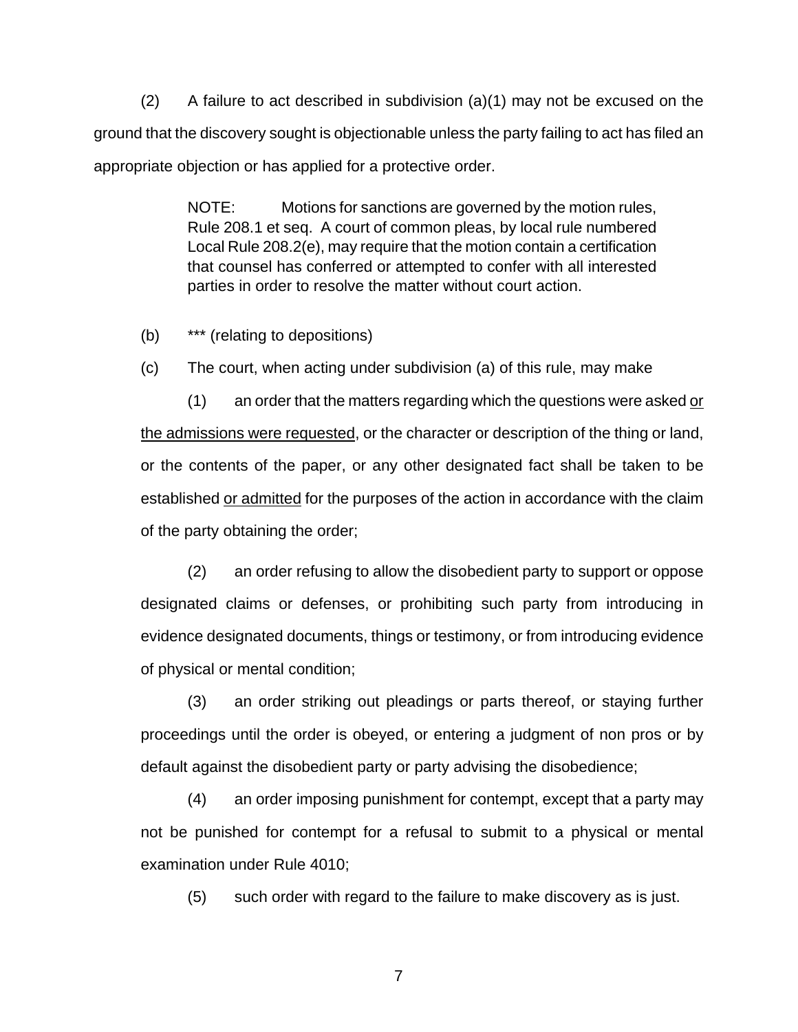(2) A failure to act described in subdivision (a)(1) may not be excused on the ground that the discovery sought is objectionable unless the party failing to act has filed an appropriate objection or has applied for a protective order.

> NOTE: Motions for sanctions are governed by the motion rules, Rule 208.1 et seq. A court of common pleas, by local rule numbered Local Rule 208.2(e), may require that the motion contain a certification that counsel has conferred or attempted to confer with all interested parties in order to resolve the matter without court action.

(b) *** (relating to depositions)

(c) The court, when acting under subdivision (a) of this rule, may make

(1) an order that the matters regarding which the questions were asked <u>or the admissions were requested</u>, or the character or description of the thing or land, or the contents of the paper, or any other designated fact shall be taken to be established <u>or admitted</u> for the purposes of the action in accordance with the claim of the party obtaining the order;

(2) an order refusing to allow the disobedient party to support or oppose designated claims or defenses, or prohibiting such party from introducing in evidence designated documents, things or testimony, or from introducing evidence of physical or mental condition;

(3) an order striking out pleadings or parts thereof, or staying further proceedings until the order is obeyed, or entering a judgment of non pros or by default against the disobedient party or party advising the disobedience;

(4) an order imposing punishment for contempt, except that a party may not be punished for contempt for a refusal to submit to a physical or mental examination under Rule 4010;

(5) such order with regard to the failure to make discovery as is just.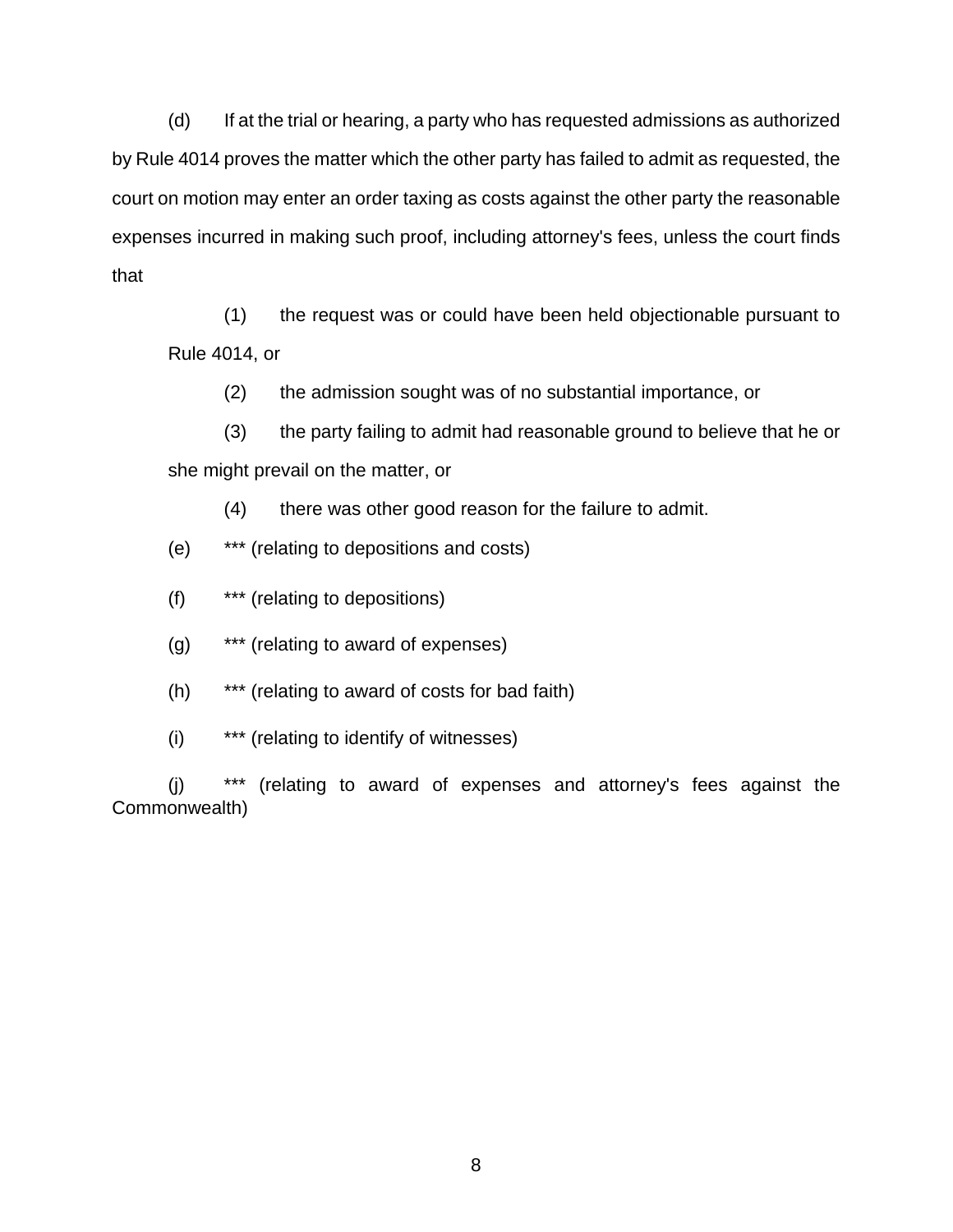(d) If at the trial or hearing, a party who has requested admissions as authorized by Rule 4014 proves the matter which the other party has failed to admit as requested, the court on motion may enter an order taxing as costs against the other party the reasonable expenses incurred in making such proof, including attorney's fees, unless the court finds that

(1) the request was or could have been held objectionable pursuant to Rule 4014, or

(2) the admission sought was of no substantial importance, or

(3) the party failing to admit had reasonable ground to believe that he or she might prevail on the matter, or

(4) there was other good reason for the failure to admit.

(e) *** (relating to depositions and costs)

(f) *** (relating to depositions)

(g) *** (relating to award of expenses)

(h) *** (relating to award of costs for bad faith)

(i) *** (relating to identify of witnesses)

(j) *** (relating to award of expenses and attorney's fees against the Commonwealth)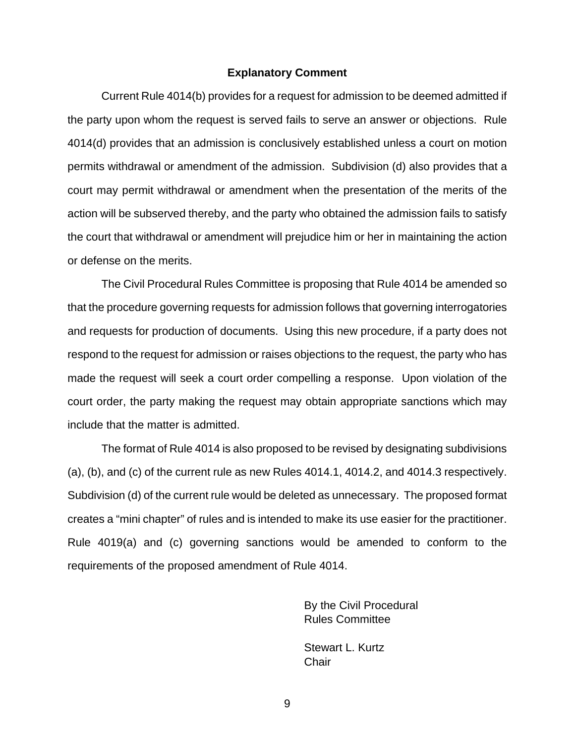## Explanatory Comment

Current Rule 4014(b) provides for a request for admission to be deemed admitted if the party upon whom the request is served fails to serve an answer or objections. Rule 4014(d) provides that an admission is conclusively established unless a court on motion permits withdrawal or amendment of the admission. Subdivision (d) also provides that a court may permit withdrawal or amendment when the presentation of the merits of the action will be subserved thereby, and the party who obtained the admission fails to satisfy the court that withdrawal or amendment will prejudice him or her in maintaining the action or defense on the merits.

The Civil Procedural Rules Committee is proposing that Rule 4014 be amended so that the procedure governing requests for admission follows that governing interrogatories and requests for production of documents. Using this new procedure, if a party does not respond to the request for admission or raises objections to the request, the party who has made the request will seek a court order compelling a response. Upon violation of the court order, the party making the request may obtain appropriate sanctions which may include that the matter is admitted.

The format of Rule 4014 is also proposed to be revised by designating subdivisions (a), (b), and (c) of the current rule as new Rules 4014.1, 4014.2, and 4014.3 respectively. Subdivision (d) of the current rule would be deleted as unnecessary. The proposed format creates a "mini chapter" of rules and is intended to make its use easier for the practitioner. Rule 4019(a) and (c) governing sanctions would be amended to conform to the requirements of the proposed amendment of Rule 4014.

By the Civil Procedural
Rules Committee

Stewart L. Kurtz
Chair